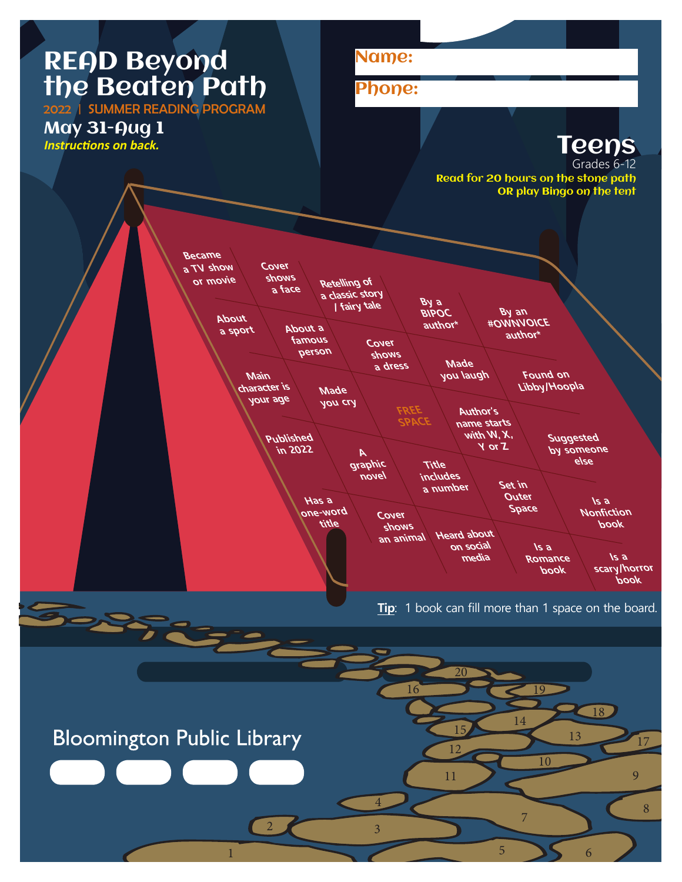# READ Beyond the Beaten Path

**2022 | SUMMER READING PROGRAM**

**May 31-Aug 1**

***Instructions on back.***

**Name:**

**Phone:**

## Teens

Grades 6-12

**Read for 20 hours on the stone path OR play Bingo on the tent**

| | | | | |
|---|---|---|---|---|
| Became a TV show or movie | Cover shows a face | Retelling of a classic story / fairy tale | By a BIPOC author* | By an #OWNVOICE author* |
| About a sport | About a famous person | Cover shows a dress | Made you laugh | Found on Libby/Hoopla |
| Main character is your age | Made you cry | FREE SPACE | Author's name starts with W, X, Y or Z | Suggested by someone else |
| Published in 2022 | A graphic novel | Title includes a number | Set in Outer Space | Is a Nonfiction book |
| Has a one-word title | Cover shows an animal | Heard about on social media | Is a Romance book | Is a scary/horror book |

**Tip**: 1 book can fill more than 1 space on the board.

1 2 3 4 5 6 7 8 9 10 11 12 13 14 15 16 17 18 19 20

Bloomington Public Library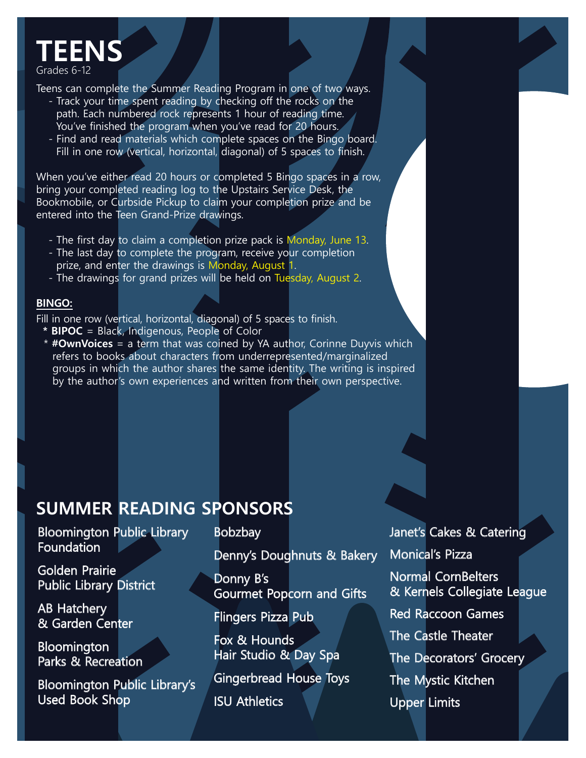# TEENS

Grades 6-12

Teens can complete the Summer Reading Program in one of two ways.

- Track your time spent reading by checking off the rocks on the path. Each numbered rock represents 1 hour of reading time. You've finished the program when you've read for 20 hours.
- Find and read materials which complete spaces on the Bingo board. Fill in one row (vertical, horizontal, diagonal) of 5 spaces to finish.

When you've either read 20 hours or completed 5 Bingo spaces in a row, bring your completed reading log to the Upstairs Service Desk, the Bookmobile, or Curbside Pickup to claim your completion prize and be entered into the Teen Grand-Prize drawings.

- The first day to claim a completion prize pack is Monday, June 13.
- The last day to complete the program, receive your completion prize, and enter the drawings is Monday, August 1.
- The drawings for grand prizes will be held on Tuesday, August 2.

**BINGO:**

Fill in one row (vertical, horizontal, diagonal) of 5 spaces to finish.

* **BIPOC** = Black, Indigenous, People of Color
* **#OwnVoices** = a term that was coined by YA author, Corinne Duyvis which refers to books about characters from underrepresented/marginalized groups in which the author shares the same identity. The writing is inspired by the author's own experiences and written from their own perspective.

## SUMMER READING SPONSORS

Bloomington Public Library Foundation

Golden Prairie Public Library District

AB Hatchery & Garden Center

Bloomington Parks & Recreation

Bloomington Public Library's Used Book Shop

Bobzbay

Denny's Doughnuts & Bakery

Donny B's Gourmet Popcorn and Gifts

Flingers Pizza Pub

Fox & Hounds Hair Studio & Day Spa

Gingerbread House Toys

ISU Athletics

Janet's Cakes & Catering

Monical's Pizza

Normal CornBelters & Kernels Collegiate League

Red Raccoon Games

The Castle Theater

The Decorators' Grocery

The Mystic Kitchen

Upper Limits